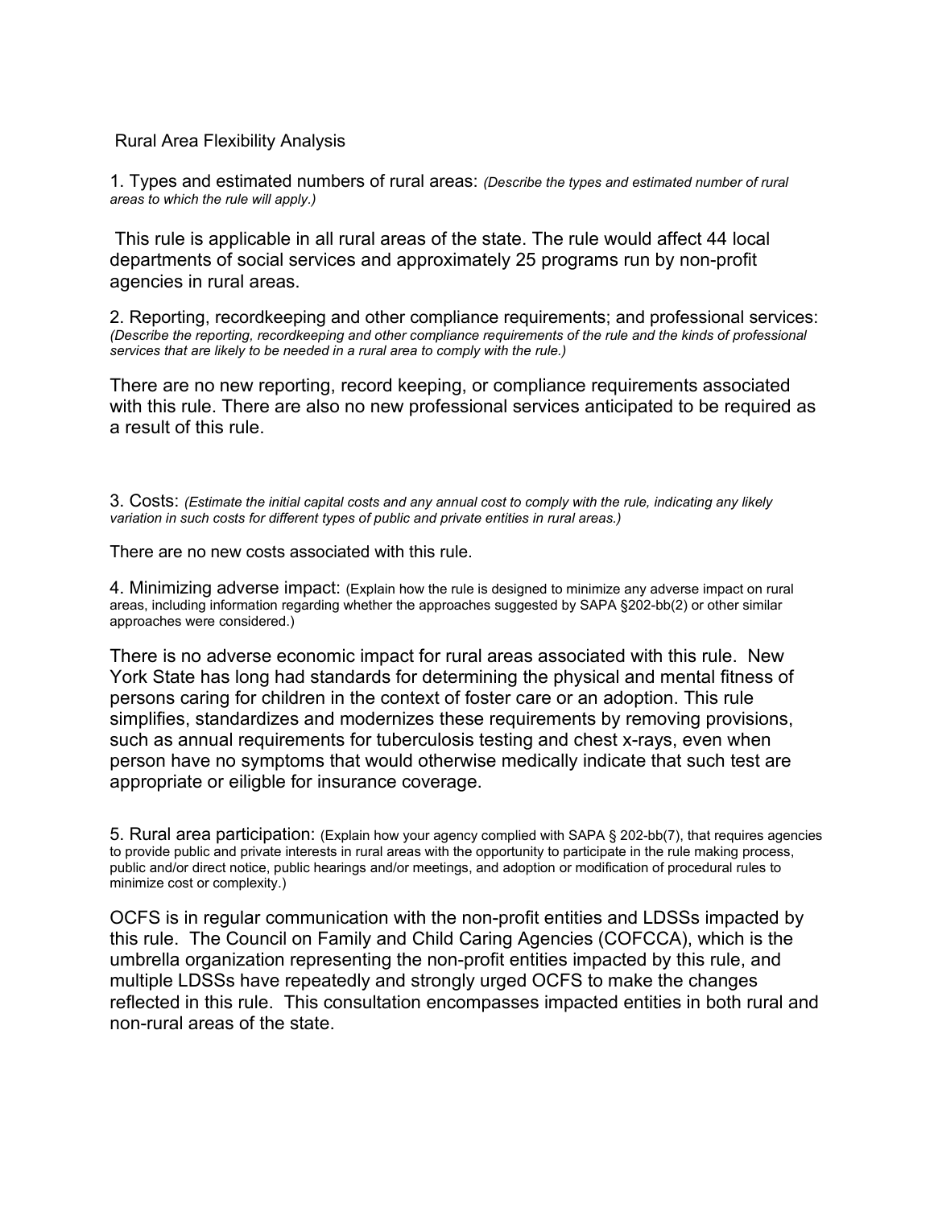# Rural Area Flexibility Analysis

1. Types and estimated numbers of rural areas: *(Describe the types and estimated number of rural areas to which the rule will apply.)*

This rule is applicable in all rural areas of the state. The rule would affect 44 local departments of social services and approximately 25 programs run by non-profit agencies in rural areas.

2. Reporting, recordkeeping and other compliance requirements; and professional services: *(Describe the reporting, recordkeeping and other compliance requirements of the rule and the kinds of professional services that are likely to be needed in a rural area to comply with the rule.)*

There are no new reporting, record keeping, or compliance requirements associated with this rule. There are also no new professional services anticipated to be required as a result of this rule.

3. Costs: *(Estimate the initial capital costs and any annual cost to comply with the rule, indicating any likely variation in such costs for different types of public and private entities in rural areas.)*

There are no new costs associated with this rule.

4. Minimizing adverse impact: (Explain how the rule is designed to minimize any adverse impact on rural areas, including information regarding whether the approaches suggested by SAPA §202-bb(2) or other similar approaches were considered.)

There is no adverse economic impact for rural areas associated with this rule. New York State has long had standards for determining the physical and mental fitness of persons caring for children in the context of foster care or an adoption. This rule simplifies, standardizes and modernizes these requirements by removing provisions, such as annual requirements for tuberculosis testing and chest x-rays, even when person have no symptoms that would otherwise medically indicate that such test are appropriate or eiligble for insurance coverage.

5. Rural area participation: (Explain how your agency complied with SAPA § 202-bb(7), that requires agencies to provide public and private interests in rural areas with the opportunity to participate in the rule making process, public and/or direct notice, public hearings and/or meetings, and adoption or modification of procedural rules to minimize cost or complexity.)

OCFS is in regular communication with the non-profit entities and LDSSs impacted by this rule. The Council on Family and Child Caring Agencies (COFCCA), which is the umbrella organization representing the non-profit entities impacted by this rule, and multiple LDSSs have repeatedly and strongly urged OCFS to make the changes reflected in this rule. This consultation encompasses impacted entities in both rural and non-rural areas of the state.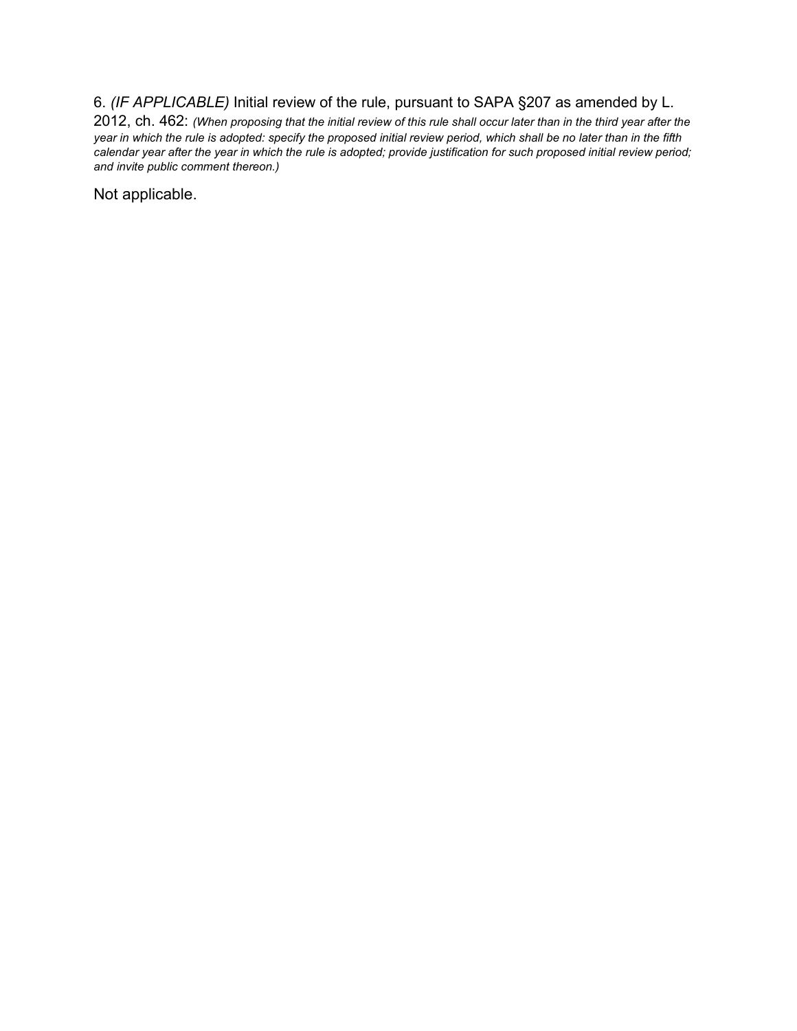6. *(IF APPLICABLE)* Initial review of the rule, pursuant to SAPA §207 as amended by L. 2012, ch. 462: *(When proposing that the initial review of this rule shall occur later than in the third year after the year in which the rule is adopted: specify the proposed initial review period, which shall be no later than in the fifth calendar year after the year in which the rule is adopted; provide justification for such proposed initial review period; and invite public comment thereon.)*

Not applicable.